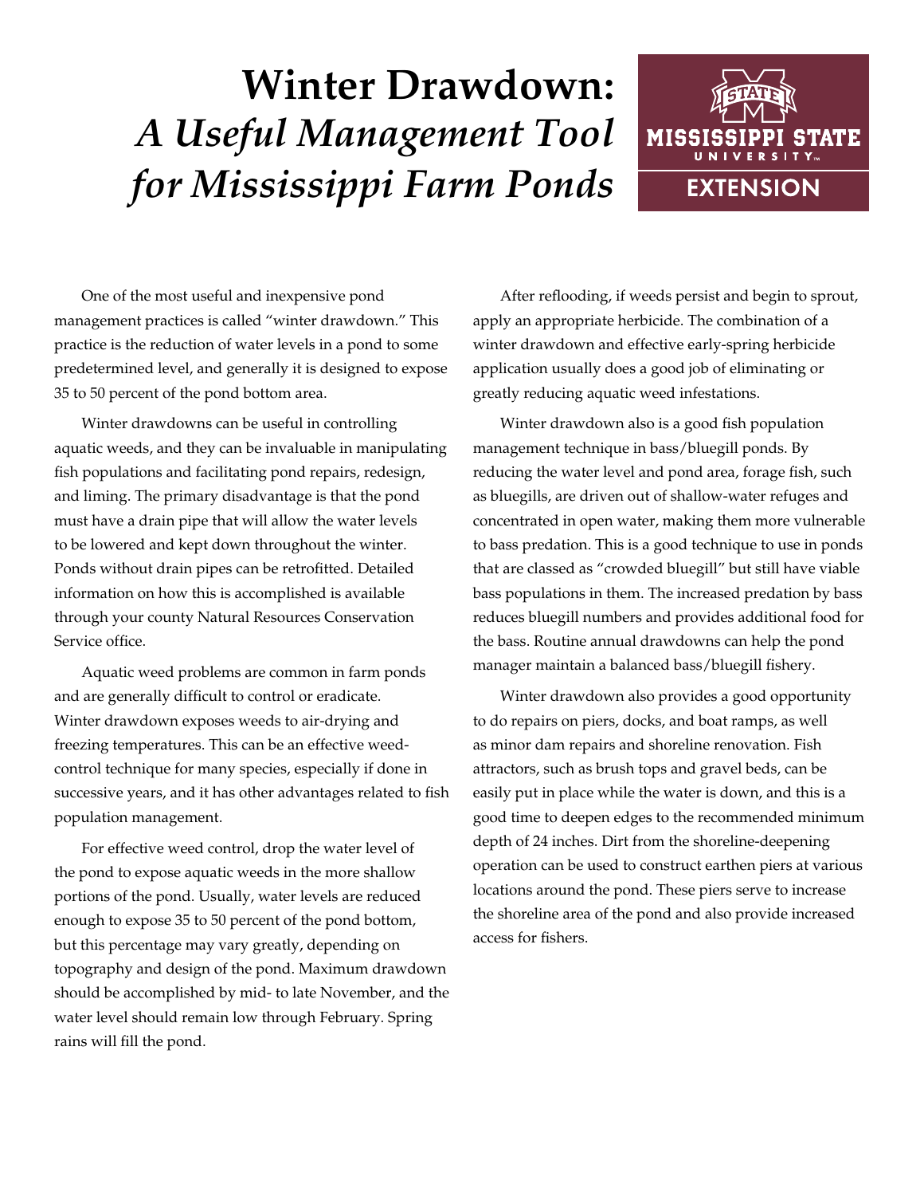# Winter Drawdown: *A Useful Management Tool for Mississippi Farm Ponds*

MISSISSIPPI STATE UNIVERSITY EXTENSION

One of the most useful and inexpensive pond management practices is called "winter drawdown." This practice is the reduction of water levels in a pond to some predetermined level, and generally it is designed to expose 35 to 50 percent of the pond bottom area.

Winter drawdowns can be useful in controlling aquatic weeds, and they can be invaluable in manipulating fish populations and facilitating pond repairs, redesign, and liming. The primary disadvantage is that the pond must have a drain pipe that will allow the water levels to be lowered and kept down throughout the winter. Ponds without drain pipes can be retrofitted. Detailed information on how this is accomplished is available through your county Natural Resources Conservation Service office.

Aquatic weed problems are common in farm ponds and are generally difficult to control or eradicate. Winter drawdown exposes weeds to air-drying and freezing temperatures. This can be an effective weed-control technique for many species, especially if done in successive years, and it has other advantages related to fish population management.

For effective weed control, drop the water level of the pond to expose aquatic weeds in the more shallow portions of the pond. Usually, water levels are reduced enough to expose 35 to 50 percent of the pond bottom, but this percentage may vary greatly, depending on topography and design of the pond. Maximum drawdown should be accomplished by mid- to late November, and the water level should remain low through February. Spring rains will fill the pond.

After reflooding, if weeds persist and begin to sprout, apply an appropriate herbicide. The combination of a winter drawdown and effective early-spring herbicide application usually does a good job of eliminating or greatly reducing aquatic weed infestations.

Winter drawdown also is a good fish population management technique in bass/bluegill ponds. By reducing the water level and pond area, forage fish, such as bluegills, are driven out of shallow-water refuges and concentrated in open water, making them more vulnerable to bass predation. This is a good technique to use in ponds that are classed as "crowded bluegill" but still have viable bass populations in them. The increased predation by bass reduces bluegill numbers and provides additional food for the bass. Routine annual drawdowns can help the pond manager maintain a balanced bass/bluegill fishery.

Winter drawdown also provides a good opportunity to do repairs on piers, docks, and boat ramps, as well as minor dam repairs and shoreline renovation. Fish attractors, such as brush tops and gravel beds, can be easily put in place while the water is down, and this is a good time to deepen edges to the recommended minimum depth of 24 inches. Dirt from the shoreline-deepening operation can be used to construct earthen piers at various locations around the pond. These piers serve to increase the shoreline area of the pond and also provide increased access for fishers.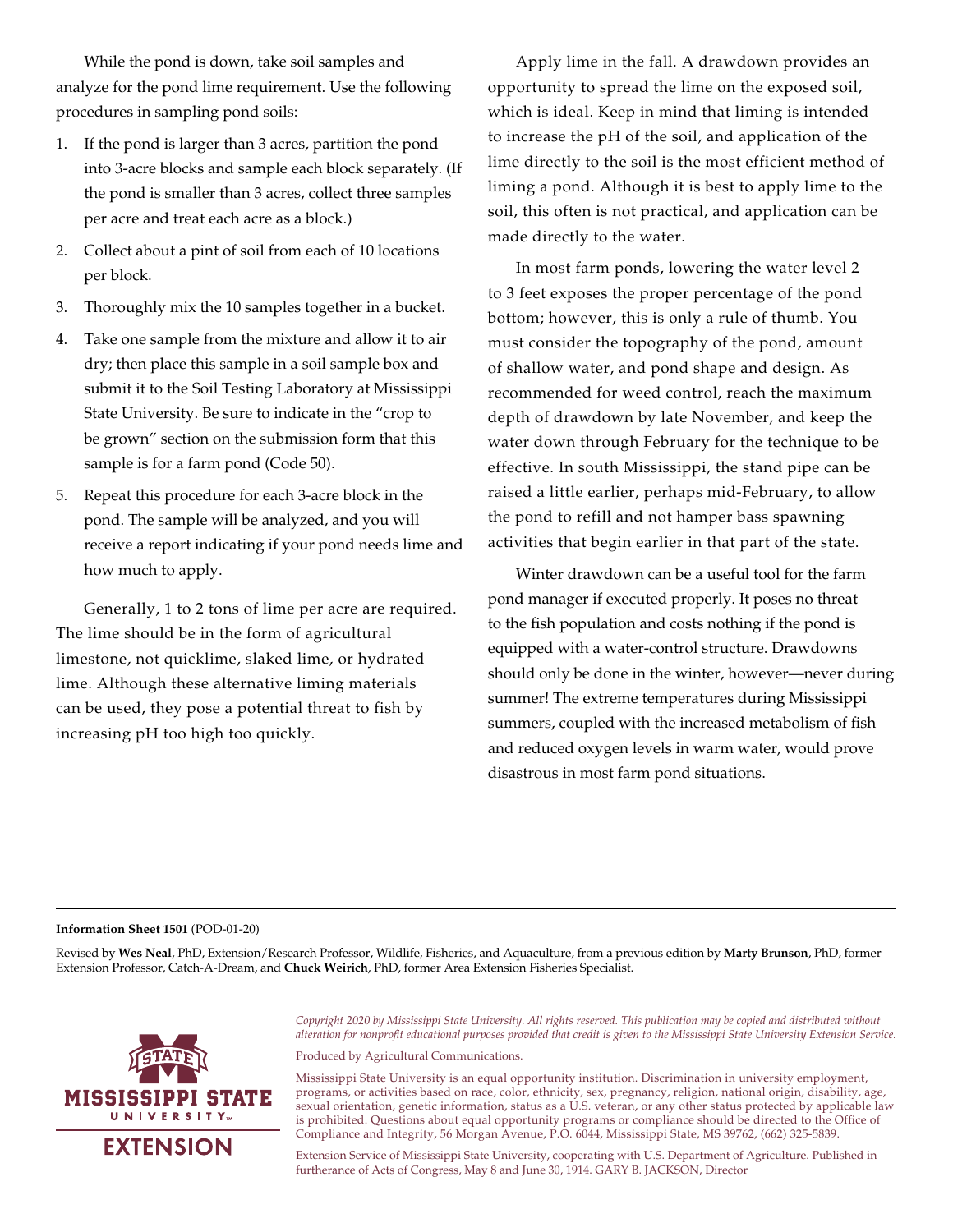While the pond is down, take soil samples and analyze for the pond lime requirement. Use the following procedures in sampling pond soils:

1. If the pond is larger than 3 acres, partition the pond into 3-acre blocks and sample each block separately. (If the pond is smaller than 3 acres, collect three samples per acre and treat each acre as a block.)
2. Collect about a pint of soil from each of 10 locations per block.
3. Thoroughly mix the 10 samples together in a bucket.
4. Take one sample from the mixture and allow it to air dry; then place this sample in a soil sample box and submit it to the Soil Testing Laboratory at Mississippi State University. Be sure to indicate in the "crop to be grown" section on the submission form that this sample is for a farm pond (Code 50).
5. Repeat this procedure for each 3-acre block in the pond. The sample will be analyzed, and you will receive a report indicating if your pond needs lime and how much to apply.

Generally, 1 to 2 tons of lime per acre are required. The lime should be in the form of agricultural limestone, not quicklime, slaked lime, or hydrated lime. Although these alternative liming materials can be used, they pose a potential threat to fish by increasing pH too high too quickly.

Apply lime in the fall. A drawdown provides an opportunity to spread the lime on the exposed soil, which is ideal. Keep in mind that liming is intended to increase the pH of the soil, and application of the lime directly to the soil is the most efficient method of liming a pond. Although it is best to apply lime to the soil, this often is not practical, and application can be made directly to the water.

In most farm ponds, lowering the water level 2 to 3 feet exposes the proper percentage of the pond bottom; however, this is only a rule of thumb. You must consider the topography of the pond, amount of shallow water, and pond shape and design. As recommended for weed control, reach the maximum depth of drawdown by late November, and keep the water down through February for the technique to be effective. In south Mississippi, the stand pipe can be raised a little earlier, perhaps mid-February, to allow the pond to refill and not hamper bass spawning activities that begin earlier in that part of the state.

Winter drawdown can be a useful tool for the farm pond manager if executed properly. It poses no threat to the fish population and costs nothing if the pond is equipped with a water-control structure. Drawdowns should only be done in the winter, however—never during summer! The extreme temperatures during Mississippi summers, coupled with the increased metabolism of fish and reduced oxygen levels in warm water, would prove disastrous in most farm pond situations.

---

**Information Sheet 1501** (POD-01-20)

Revised by **Wes Neal**, PhD, Extension/Research Professor, Wildlife, Fisheries, and Aquaculture, from a previous edition by **Marty Brunson**, PhD, former Extension Professor, Catch-A-Dream, and **Chuck Weirich**, PhD, former Area Extension Fisheries Specialist.

MISSISSIPPI STATE UNIVERSITY EXTENSION

*Copyright 2020 by Mississippi State University. All rights reserved. This publication may be copied and distributed without alteration for nonprofit educational purposes provided that credit is given to the Mississippi State University Extension Service.*

Produced by Agricultural Communications.

Mississippi State University is an equal opportunity institution. Discrimination in university employment, programs, or activities based on race, color, ethnicity, sex, pregnancy, religion, national origin, disability, age, sexual orientation, genetic information, status as a U.S. veteran, or any other status protected by applicable law is prohibited. Questions about equal opportunity programs or compliance should be directed to the Office of Compliance and Integrity, 56 Morgan Avenue, P.O. 6044, Mississippi State, MS 39762, (662) 325-5839.

Extension Service of Mississippi State University, cooperating with U.S. Department of Agriculture. Published in furtherance of Acts of Congress, May 8 and June 30, 1914. GARY B. JACKSON, Director